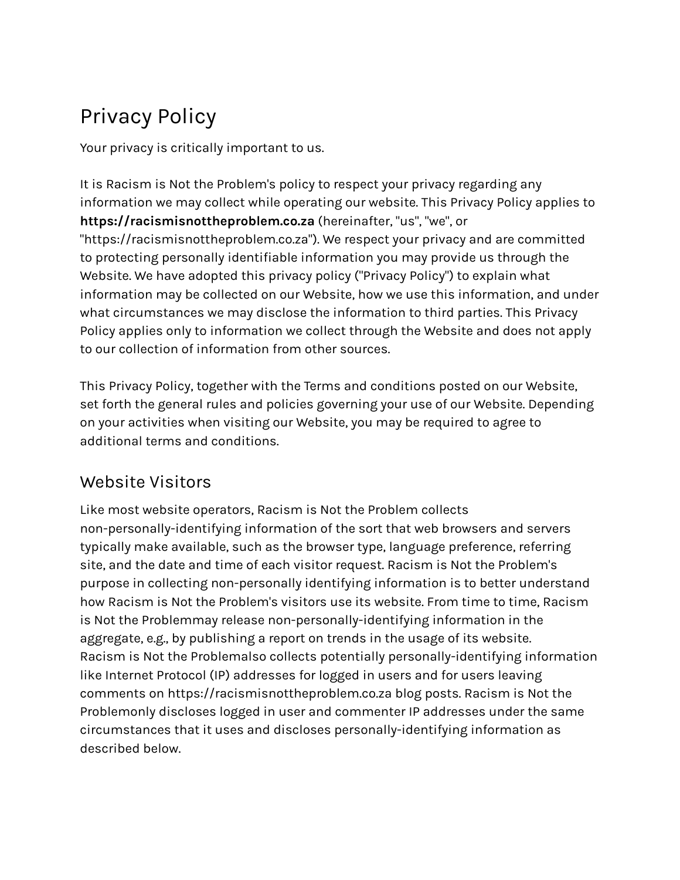# Privacy Policy

Your privacy is critically important to us.

It is Racism is Not the Problem's policy to respect your privacy regarding any information we may collect while operating our website. This Privacy Policy applies to **https://racismisnottheproblem.co.za** (hereinafter, "us", "we", or "https://racismisnottheproblem.co.za"). We respect your privacy and are committed to protecting personally identifiable information you may provide us through the Website. We have adopted this privacy policy ("Privacy Policy") to explain what information may be collected on our Website, how we use this information, and under what circumstances we may disclose the information to third parties. This Privacy Policy applies only to information we collect through the Website and does not apply to our collection of information from other sources.

This Privacy Policy, together with the Terms and conditions posted on our Website, set forth the general rules and policies governing your use of our Website. Depending on your activities when visiting our Website, you may be required to agree to additional terms and conditions.

## Website Visitors

Like most website operators, Racism is Not the Problem collects non-personally-identifying information of the sort that web browsers and servers typically make available, such as the browser type, language preference, referring site, and the date and time of each visitor request. Racism is Not the Problem's purpose in collecting non-personally identifying information is to better understand how Racism is Not the Problem's visitors use its website. From time to time, Racism is Not the Problemmay release non-personally-identifying information in the aggregate, e.g., by publishing a report on trends in the usage of its website.
Racism is Not the Problemalso collects potentially personally-identifying information like Internet Protocol (IP) addresses for logged in users and for users leaving comments on https://racismisnottheproblem.co.za blog posts. Racism is Not the Problemonly discloses logged in user and commenter IP addresses under the same circumstances that it uses and discloses personally-identifying information as described below.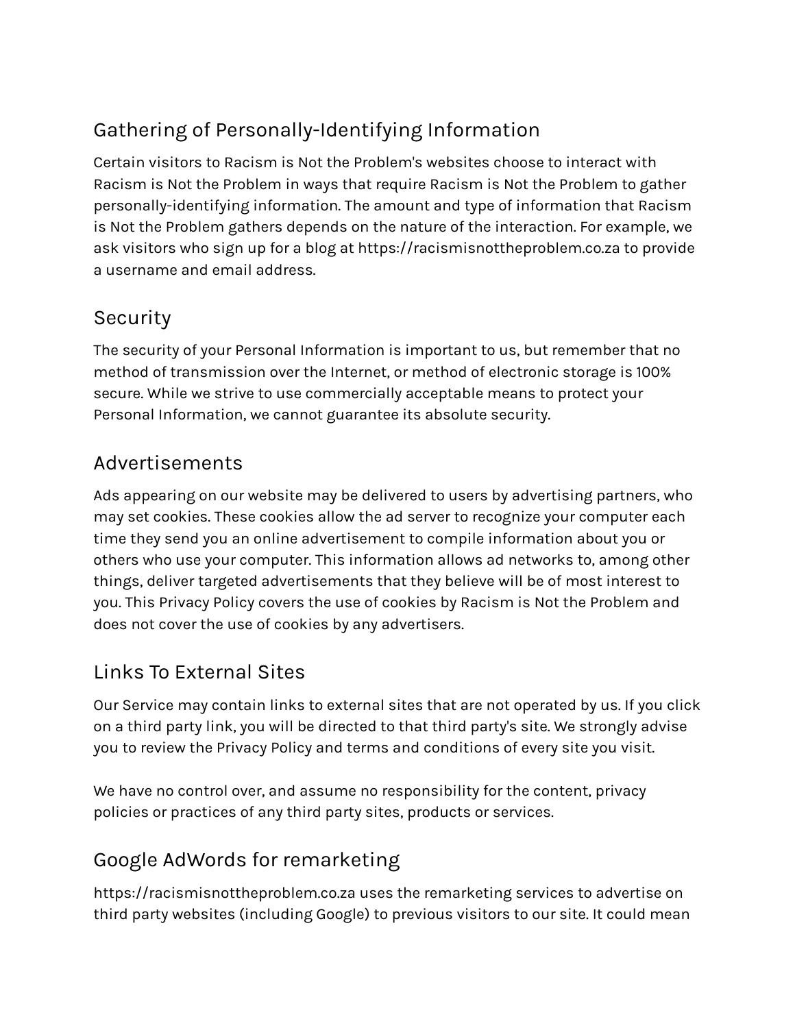## Gathering of Personally-Identifying Information

Certain visitors to Racism is Not the Problem's websites choose to interact with Racism is Not the Problem in ways that require Racism is Not the Problem to gather personally-identifying information. The amount and type of information that Racism is Not the Problem gathers depends on the nature of the interaction. For example, we ask visitors who sign up for a blog at https://racismisnottheproblem.co.za to provide a username and email address.

## Security

The security of your Personal Information is important to us, but remember that no method of transmission over the Internet, or method of electronic storage is 100% secure. While we strive to use commercially acceptable means to protect your Personal Information, we cannot guarantee its absolute security.

## Advertisements

Ads appearing on our website may be delivered to users by advertising partners, who may set cookies. These cookies allow the ad server to recognize your computer each time they send you an online advertisement to compile information about you or others who use your computer. This information allows ad networks to, among other things, deliver targeted advertisements that they believe will be of most interest to you. This Privacy Policy covers the use of cookies by Racism is Not the Problem and does not cover the use of cookies by any advertisers.

## Links To External Sites

Our Service may contain links to external sites that are not operated by us. If you click on a third party link, you will be directed to that third party's site. We strongly advise you to review the Privacy Policy and terms and conditions of every site you visit.

We have no control over, and assume no responsibility for the content, privacy policies or practices of any third party sites, products or services.

## Google AdWords for remarketing

https://racismisnottheproblem.co.za uses the remarketing services to advertise on third party websites (including Google) to previous visitors to our site. It could mean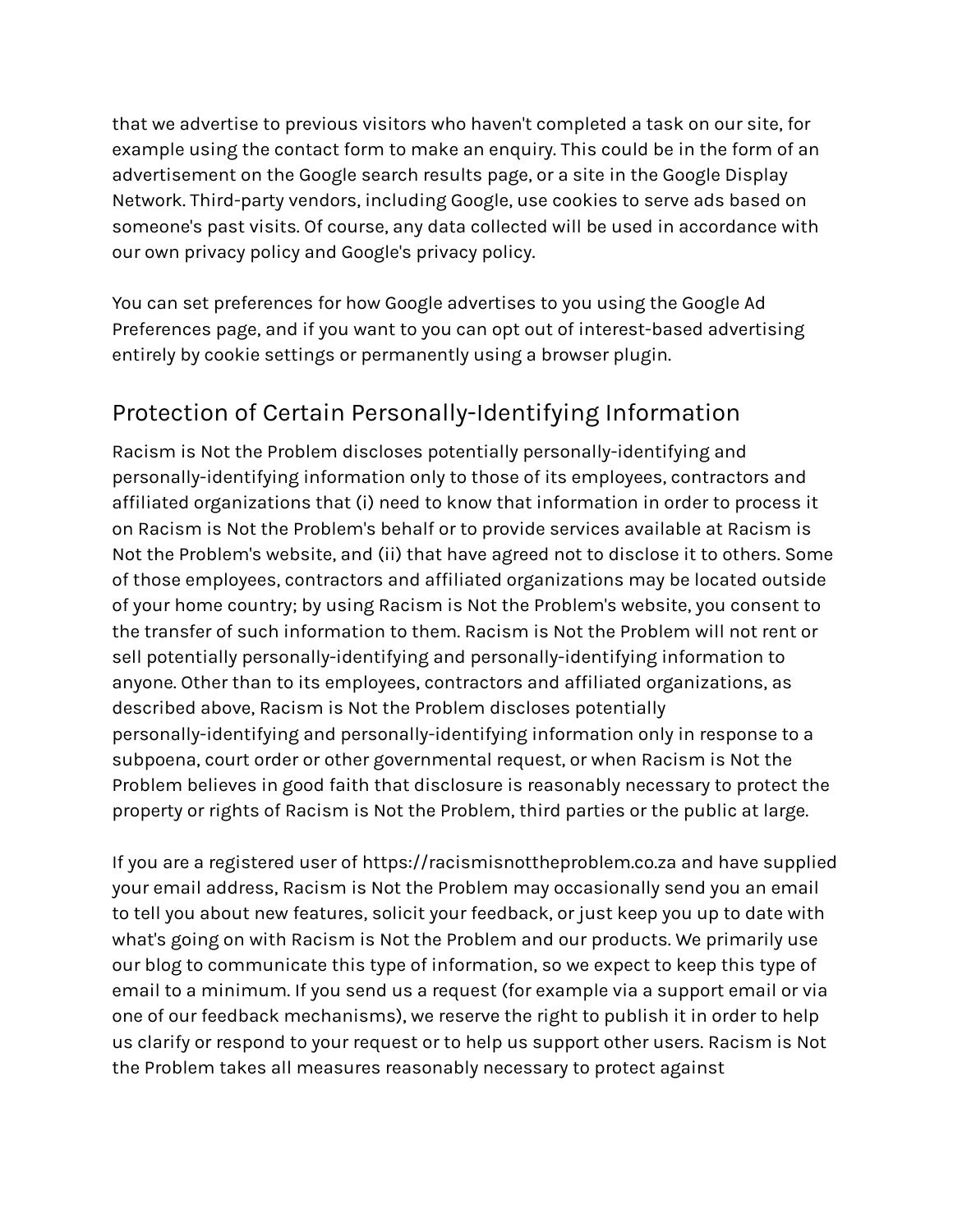that we advertise to previous visitors who haven't completed a task on our site, for example using the contact form to make an enquiry. This could be in the form of an advertisement on the Google search results page, or a site in the Google Display Network. Third-party vendors, including Google, use cookies to serve ads based on someone's past visits. Of course, any data collected will be used in accordance with our own privacy policy and Google's privacy policy.

You can set preferences for how Google advertises to you using the Google Ad Preferences page, and if you want to you can opt out of interest-based advertising entirely by cookie settings or permanently using a browser plugin.

## Protection of Certain Personally-Identifying Information

Racism is Not the Problem discloses potentially personally-identifying and personally-identifying information only to those of its employees, contractors and affiliated organizations that (i) need to know that information in order to process it on Racism is Not the Problem's behalf or to provide services available at Racism is Not the Problem's website, and (ii) that have agreed not to disclose it to others. Some of those employees, contractors and affiliated organizations may be located outside of your home country; by using Racism is Not the Problem's website, you consent to the transfer of such information to them. Racism is Not the Problem will not rent or sell potentially personally-identifying and personally-identifying information to anyone. Other than to its employees, contractors and affiliated organizations, as described above, Racism is Not the Problem discloses potentially personally-identifying and personally-identifying information only in response to a subpoena, court order or other governmental request, or when Racism is Not the Problem believes in good faith that disclosure is reasonably necessary to protect the property or rights of Racism is Not the Problem, third parties or the public at large.

If you are a registered user of https://racismisnottheproblem.co.za and have supplied your email address, Racism is Not the Problem may occasionally send you an email to tell you about new features, solicit your feedback, or just keep you up to date with what's going on with Racism is Not the Problem and our products. We primarily use our blog to communicate this type of information, so we expect to keep this type of email to a minimum. If you send us a request (for example via a support email or via one of our feedback mechanisms), we reserve the right to publish it in order to help us clarify or respond to your request or to help us support other users. Racism is Not the Problem takes all measures reasonably necessary to protect against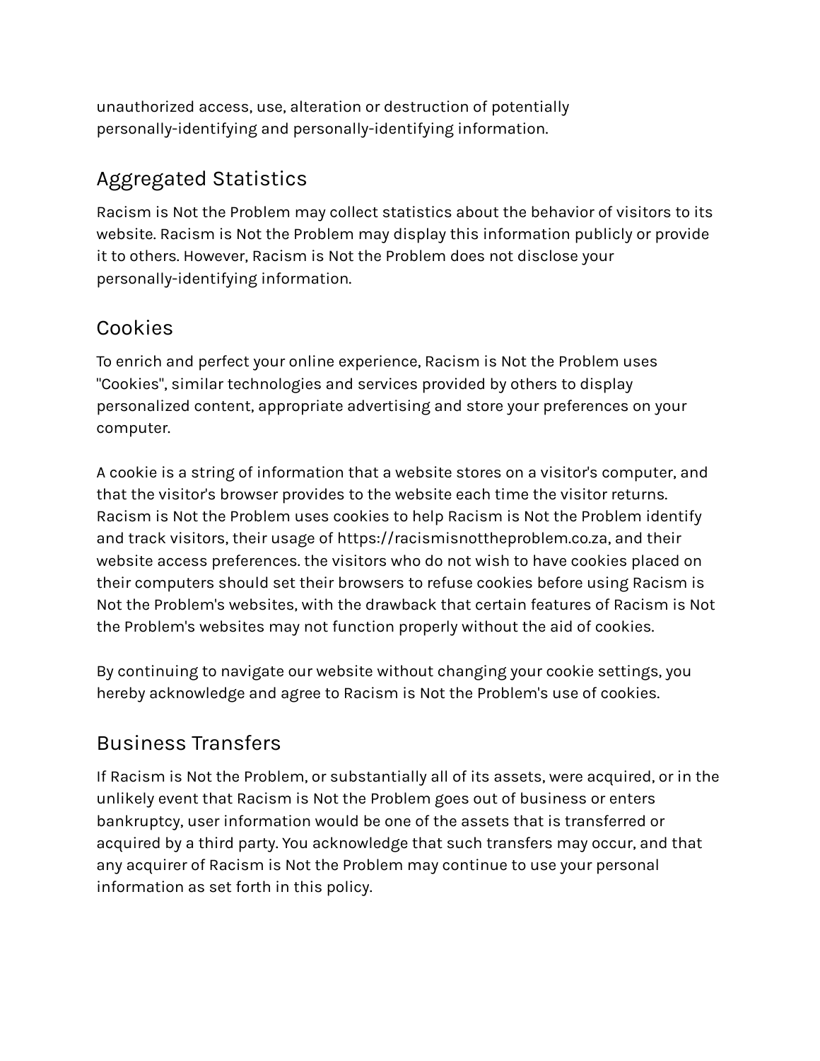unauthorized access, use, alteration or destruction of potentially personally-identifying and personally-identifying information.

## Aggregated Statistics

Racism is Not the Problem may collect statistics about the behavior of visitors to its website. Racism is Not the Problem may display this information publicly or provide it to others. However, Racism is Not the Problem does not disclose your personally-identifying information.

## Cookies

To enrich and perfect your online experience, Racism is Not the Problem uses "Cookies", similar technologies and services provided by others to display personalized content, appropriate advertising and store your preferences on your computer.

A cookie is a string of information that a website stores on a visitor's computer, and that the visitor's browser provides to the website each time the visitor returns. Racism is Not the Problem uses cookies to help Racism is Not the Problem identify and track visitors, their usage of https://racismisnottheproblem.co.za, and their website access preferences. the visitors who do not wish to have cookies placed on their computers should set their browsers to refuse cookies before using Racism is Not the Problem's websites, with the drawback that certain features of Racism is Not the Problem's websites may not function properly without the aid of cookies.

By continuing to navigate our website without changing your cookie settings, you hereby acknowledge and agree to Racism is Not the Problem's use of cookies.

## Business Transfers

If Racism is Not the Problem, or substantially all of its assets, were acquired, or in the unlikely event that Racism is Not the Problem goes out of business or enters bankruptcy, user information would be one of the assets that is transferred or acquired by a third party. You acknowledge that such transfers may occur, and that any acquirer of Racism is Not the Problem may continue to use your personal information as set forth in this policy.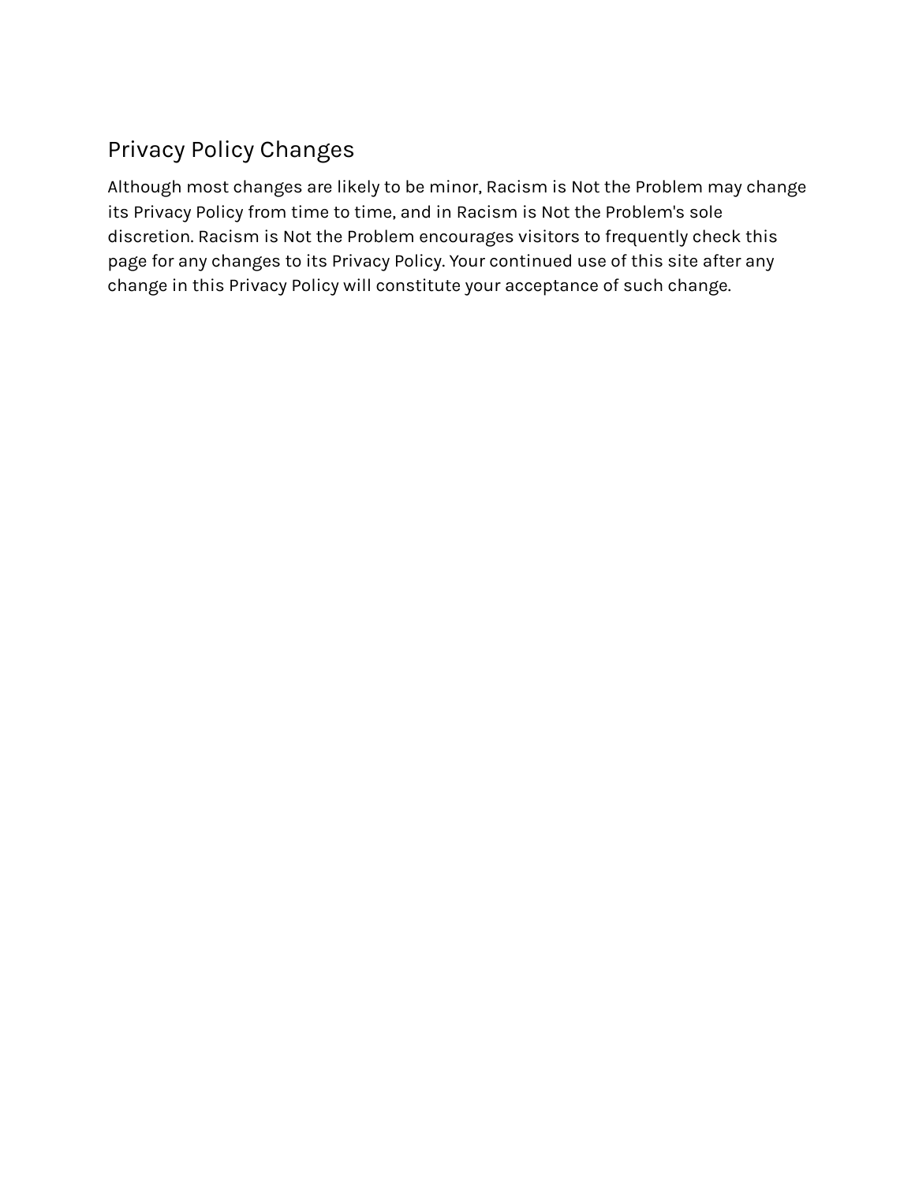## Privacy Policy Changes

Although most changes are likely to be minor, Racism is Not the Problem may change its Privacy Policy from time to time, and in Racism is Not the Problem's sole discretion. Racism is Not the Problem encourages visitors to frequently check this page for any changes to its Privacy Policy. Your continued use of this site after any change in this Privacy Policy will constitute your acceptance of such change.